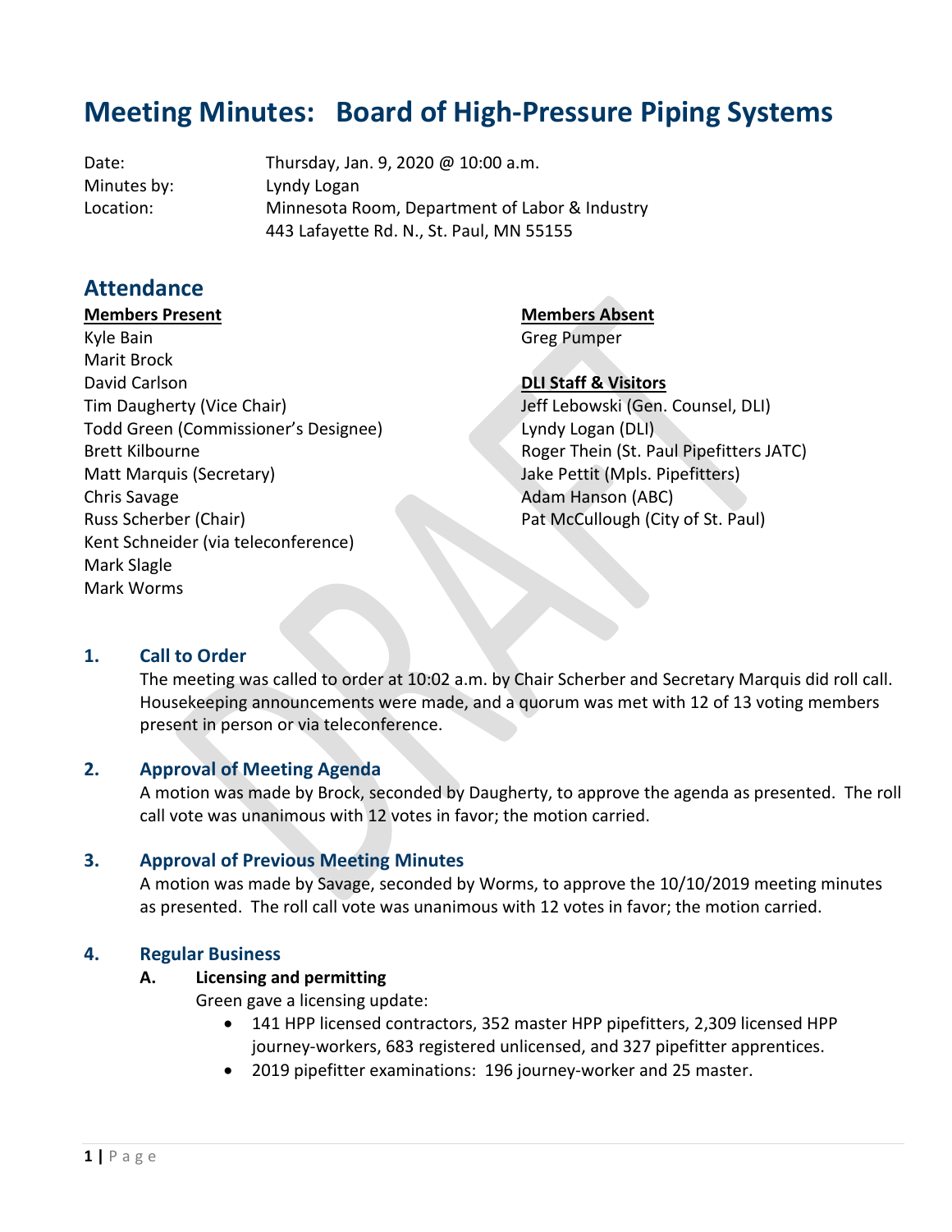# Meeting Minutes: Board of High-Pressure Piping Systems

Date: Thursday, Jan. 9, 2020 @ 10:00 a.m.
Minutes by: Lyndy Logan
Location: Minnesota Room, Department of Labor & Industry
443 Lafayette Rd. N., St. Paul, MN 55155

## Attendance

**Members Present**

Kyle Bain
Marit Brock
David Carlson
Tim Daugherty (Vice Chair)
Todd Green (Commissioner's Designee)
Brett Kilbourne
Matt Marquis (Secretary)
Chris Savage
Russ Scherber (Chair)
Kent Schneider (via teleconference)
Mark Slagle
Mark Worms

**Members Absent**

Greg Pumper

**DLI Staff & Visitors**

Jeff Lebowski (Gen. Counsel, DLI)
Lyndy Logan (DLI)
Roger Thein (St. Paul Pipefitters JATC)
Jake Pettit (Mpls. Pipefitters)
Adam Hanson (ABC)
Pat McCullough (City of St. Paul)

### 1. Call to Order

The meeting was called to order at 10:02 a.m. by Chair Scherber and Secretary Marquis did roll call. Housekeeping announcements were made, and a quorum was met with 12 of 13 voting members present in person or via teleconference.

### 2. Approval of Meeting Agenda

A motion was made by Brock, seconded by Daugherty, to approve the agenda as presented. The roll call vote was unanimous with 12 votes in favor; the motion carried.

### 3. Approval of Previous Meeting Minutes

A motion was made by Savage, seconded by Worms, to approve the 10/10/2019 meeting minutes as presented. The roll call vote was unanimous with 12 votes in favor; the motion carried.

### 4. Regular Business

**A. Licensing and permitting**

Green gave a licensing update:

- 141 HPP licensed contractors, 352 master HPP pipefitters, 2,309 licensed HPP journey-workers, 683 registered unlicensed, and 327 pipefitter apprentices.
- 2019 pipefitter examinations: 196 journey-worker and 25 master.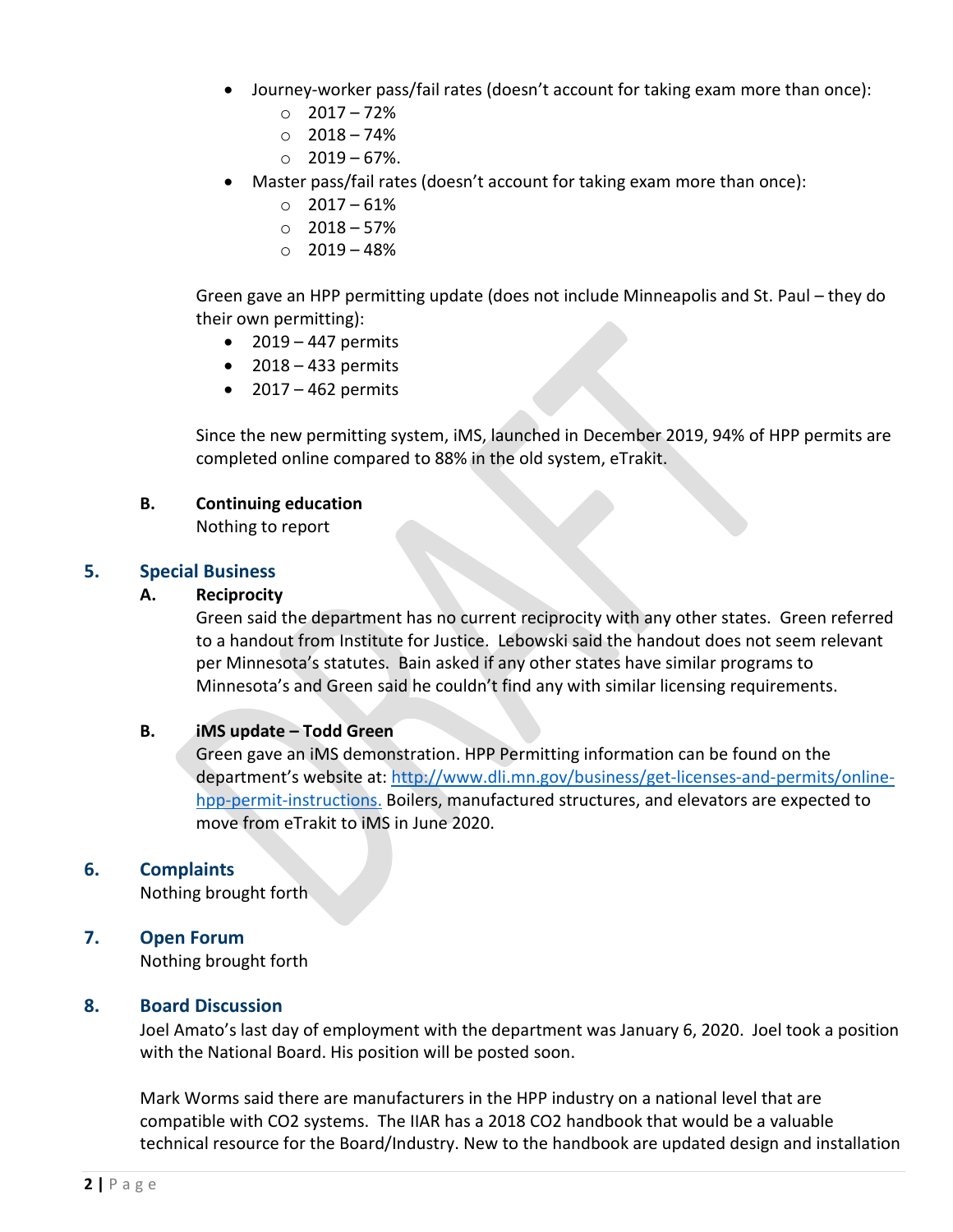- Journey-worker pass/fail rates (doesn't account for taking exam more than once):
  - 2017 – 72%
  - 2018 – 74%
  - 2019 – 67%.
- Master pass/fail rates (doesn't account for taking exam more than once):
  - 2017 – 61%
  - 2018 – 57%
  - 2019 – 48%

Green gave an HPP permitting update (does not include Minneapolis and St. Paul – they do their own permitting):

- 2019 – 447 permits
- 2018 – 433 permits
- 2017 – 462 permits

Since the new permitting system, iMS, launched in December 2019, 94% of HPP permits are completed online compared to 88% in the old system, eTrakit.

**B. Continuing education**

Nothing to report

## 5. Special Business

**A. Reciprocity**

Green said the department has no current reciprocity with any other states. Green referred to a handout from Institute for Justice. Lebowski said the handout does not seem relevant per Minnesota's statutes. Bain asked if any other states have similar programs to Minnesota's and Green said he couldn't find any with similar licensing requirements.

**B. iMS update – Todd Green**

Green gave an iMS demonstration. HPP Permitting information can be found on the department's website at: [http://www.dli.mn.gov/business/get-licenses-and-permits/online-hpp-permit-instructions.](http://www.dli.mn.gov/business/get-licenses-and-permits/online-hpp-permit-instructions) Boilers, manufactured structures, and elevators are expected to move from eTrakit to iMS in June 2020.

## 6. Complaints

Nothing brought forth

## 7. Open Forum

Nothing brought forth

## 8. Board Discussion

Joel Amato's last day of employment with the department was January 6, 2020. Joel took a position with the National Board. His position will be posted soon.

Mark Worms said there are manufacturers in the HPP industry on a national level that are compatible with $CO_2$ systems. The IIAR has a 2018 $CO_2$ handbook that would be a valuable technical resource for the Board/Industry. New to the handbook are updated design and installation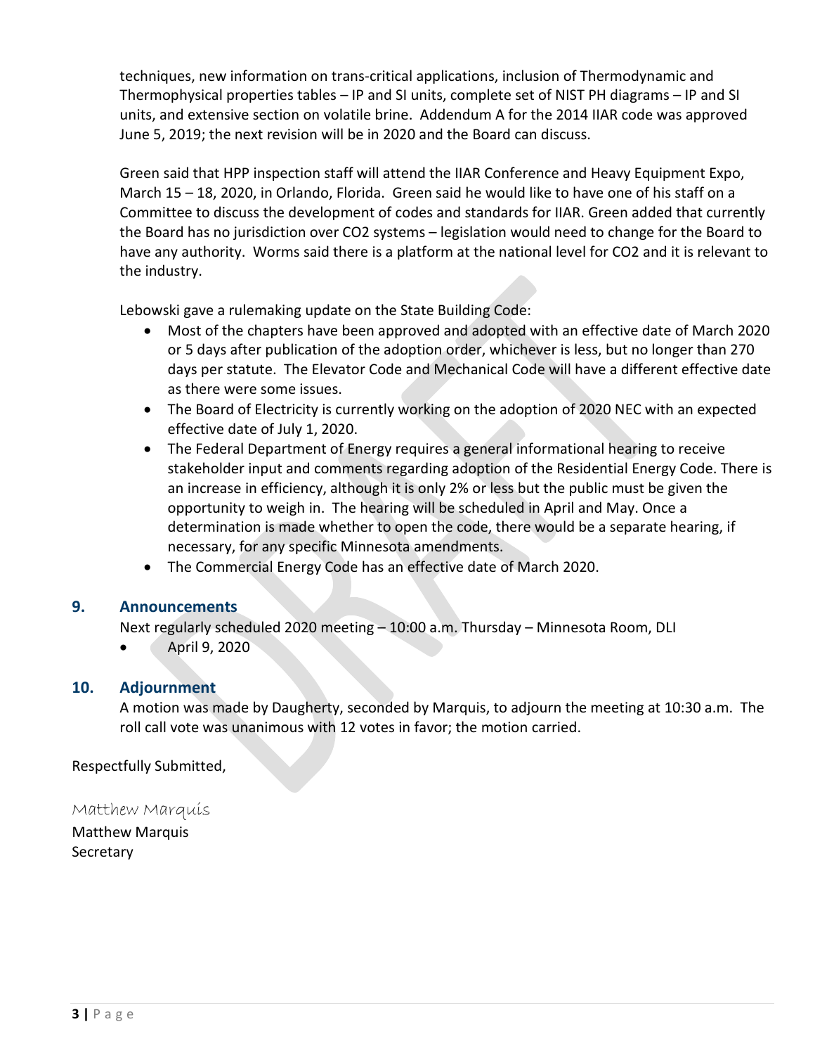techniques, new information on trans-critical applications, inclusion of Thermodynamic and Thermophysical properties tables – IP and SI units, complete set of NIST PH diagrams – IP and SI units, and extensive section on volatile brine. Addendum A for the 2014 IIAR code was approved June 5, 2019; the next revision will be in 2020 and the Board can discuss.

Green said that HPP inspection staff will attend the IIAR Conference and Heavy Equipment Expo, March 15 – 18, 2020, in Orlando, Florida. Green said he would like to have one of his staff on a Committee to discuss the development of codes and standards for IIAR. Green added that currently the Board has no jurisdiction over $CO_2$ systems – legislation would need to change for the Board to have any authority. Worms said there is a platform at the national level for $CO_2$ and it is relevant to the industry.

Lebowski gave a rulemaking update on the State Building Code:

- Most of the chapters have been approved and adopted with an effective date of March 2020 or 5 days after publication of the adoption order, whichever is less, but no longer than 270 days per statute. The Elevator Code and Mechanical Code will have a different effective date as there were some issues.
- The Board of Electricity is currently working on the adoption of 2020 NEC with an expected effective date of July 1, 2020.
- The Federal Department of Energy requires a general informational hearing to receive stakeholder input and comments regarding adoption of the Residential Energy Code. There is an increase in efficiency, although it is only 2% or less but the public must be given the opportunity to weigh in. The hearing will be scheduled in April and May. Once a determination is made whether to open the code, there would be a separate hearing, if necessary, for any specific Minnesota amendments.
- The Commercial Energy Code has an effective date of March 2020.

## 9. Announcements

Next regularly scheduled 2020 meeting – 10:00 a.m. Thursday – Minnesota Room, DLI

- April 9, 2020

## 10. Adjournment

A motion was made by Daugherty, seconded by Marquis, to adjourn the meeting at 10:30 a.m. The roll call vote was unanimous with 12 votes in favor; the motion carried.

Respectfully Submitted,

*Matthew Marquis*

Matthew Marquis
Secretary